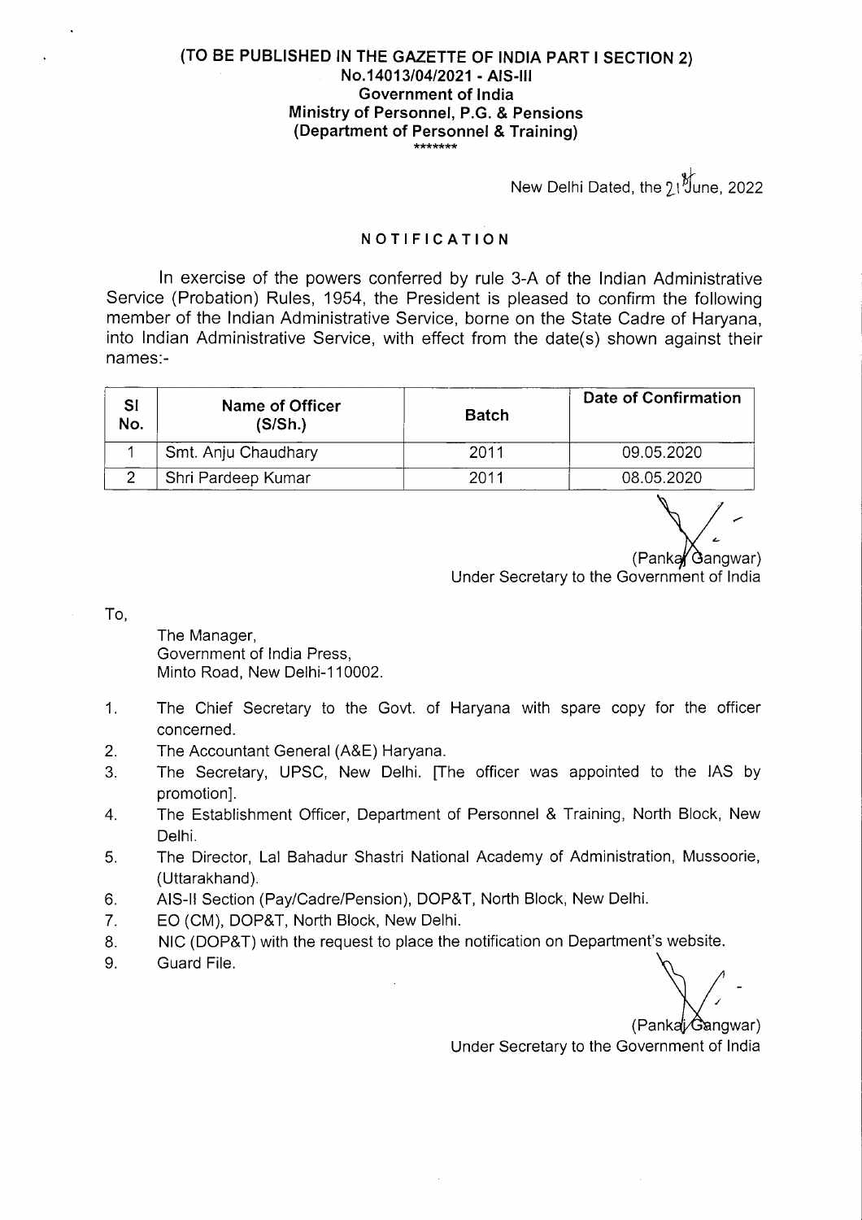**(TO BE PUBLISHED IN THE GAZETTE OF INDIA PART I SECTION 2)**
**No.14013/04/2021 - AIS-III**
**Government of India**
**Ministry of Personnel, P.G. & Pensions**
**(Department of Personnel & Training)**
\*\*\*\*\*\*\*

New Delhi Dated, the 21st June, 2022

## NOTIFICATION

In exercise of the powers conferred by rule 3-A of the Indian Administrative Service (Probation) Rules, 1954, the President is pleased to confirm the following member of the Indian Administrative Service, borne on the State Cadre of Haryana, into Indian Administrative Service, with effect from the date(s) shown against their names:-

| Sl No. | Name of Officer (S/Sh.) | Batch | Date of Confirmation |
|---|---|---|---|
| 1 | Smt. Anju Chaudhary | 2011 | 09.05.2020 |
| 2 | Shri Pardeep Kumar | 2011 | 08.05.2020 |

(Pankaj Gangwar)
Under Secretary to the Government of India

To,

The Manager,
Government of India Press,
Minto Road, New Delhi-110002.

1. The Chief Secretary to the Govt. of Haryana with spare copy for the officer concerned.
2. The Accountant General (A&E) Haryana.
3. The Secretary, UPSC, New Delhi. [The officer was appointed to the IAS by promotion].
4. The Establishment Officer, Department of Personnel & Training, North Block, New Delhi.
5. The Director, Lal Bahadur Shastri National Academy of Administration, Mussoorie, (Uttarakhand).
6. AIS-II Section (Pay/Cadre/Pension), DOP&T, North Block, New Delhi.
7. EO (CM), DOP&T, North Block, New Delhi.
8. NIC (DOP&T) with the request to place the notification on Department's website.
9. Guard File.

(Pankaj Gangwar)
Under Secretary to the Government of India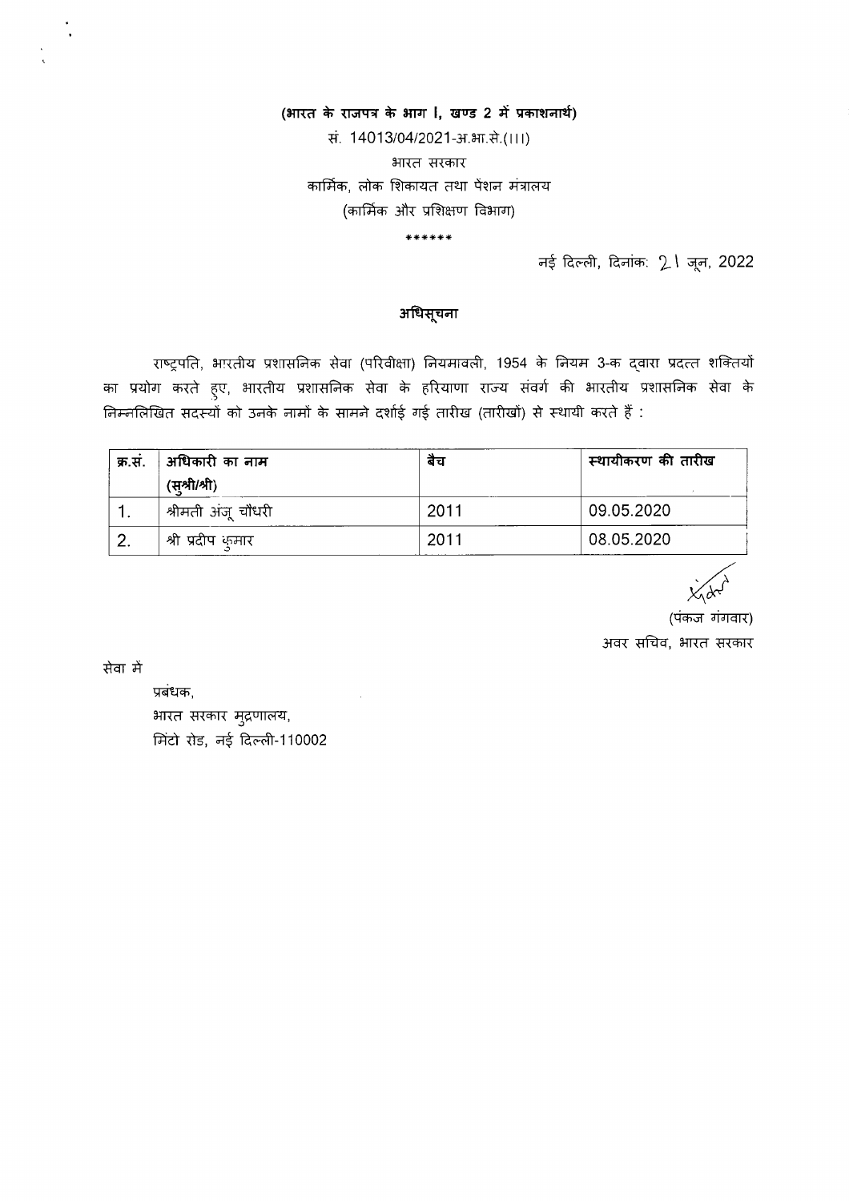**(भारत के राजपत्र के भाग I, खण्ड 2 में प्रकाशनार्थ)**

सं. 14013/04/2021-अ.भा.से.(III)

भारत सरकार

कार्मिक, लोक शिकायत तथा पेंशन मंत्रालय

(कार्मिक और प्रशिक्षण विभाग)

\*\*\*\*\*\*

नई दिल्ली, दिनांक: 21 जून, 2022

## अधिसूचना

राष्ट्रपति, भारतीय प्रशासनिक सेवा (परिवीक्षा) नियमावली, 1954 के नियम 3-क द्वारा प्रदत्त शक्तियों का प्रयोग करते हुए, भारतीय प्रशासनिक सेवा के हरियाणा राज्य संवर्ग की भारतीय प्रशासनिक सेवा के निम्नलिखित सदस्यों को उनके नामों के सामने दर्शाई गई तारीख (तारीखों) से स्थायी करते हैं :

| क्र.सं. | अधिकारी का नाम (सुश्री/श्री) | बैच | स्थायीकरण की तारीख |
|---|---|---|---|
| 1. | श्रीमती अंजू चौधरी | 2011 | 09.05.2020 |
| 2. | श्री प्रदीप कुमार | 2011 | 08.05.2020 |

(पंकज गंगवार)

अवर सचिव, भारत सरकार

सेवा में

प्रबंधक,
भारत सरकार मुद्रणालय,
मिंटो रोड, नई दिल्ली-110002